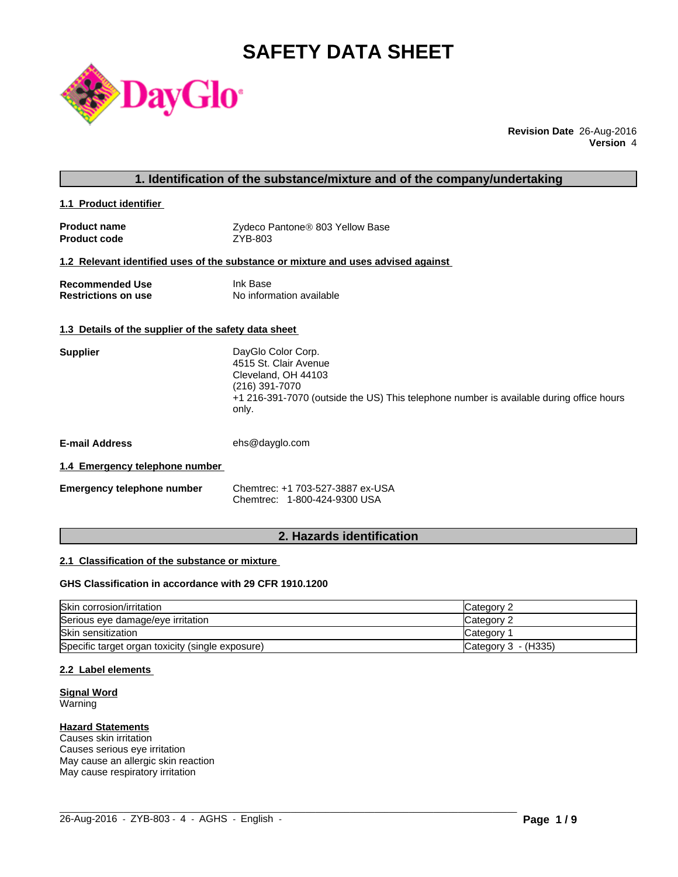# SAFETY DATA SHEET

**Revision Date** 26-Aug-2016
**Version** 4

## 1. Identification of the substance/mixture and of the company/undertaking

### 1.1 Product identifier

**Product name** Zydeco Pantone® 803 Yellow Base
**Product code** ZYB-803

### 1.2 Relevant identified uses of the substance or mixture and uses advised against

**Recommended Use** Ink Base
**Restrictions on use** No information available

### 1.3 Details of the supplier of the safety data sheet

**Supplier**
DayGlo Color Corp.
4515 St. Clair Avenue
Cleveland, OH 44103
(216) 391-7070
+1 216-391-7070 (outside the US) This telephone number is available during office hours only.

**E-mail Address** ehs@dayglo.com

### 1.4 Emergency telephone number

**Emergency telephone number**
Chemtrec: +1 703-527-3887 ex-USA
Chemtrec: 1-800-424-9300 USA

## 2. Hazards identification

### 2.1 Classification of the substance or mixture

**GHS Classification in accordance with 29 CFR 1910.1200**

| Hazard class | Category |
|---|---|
| Skin corrosion/irritation | Category 2 |
| Serious eye damage/eye irritation | Category 2 |
| Skin sensitization | Category 1 |
| Specific target organ toxicity (single exposure) | Category 3 - (H335) |

### 2.2 Label elements

**Signal Word**
Warning

**Hazard Statements**
Causes skin irritation
Causes serious eye irritation
May cause an allergic skin reaction
May cause respiratory irritation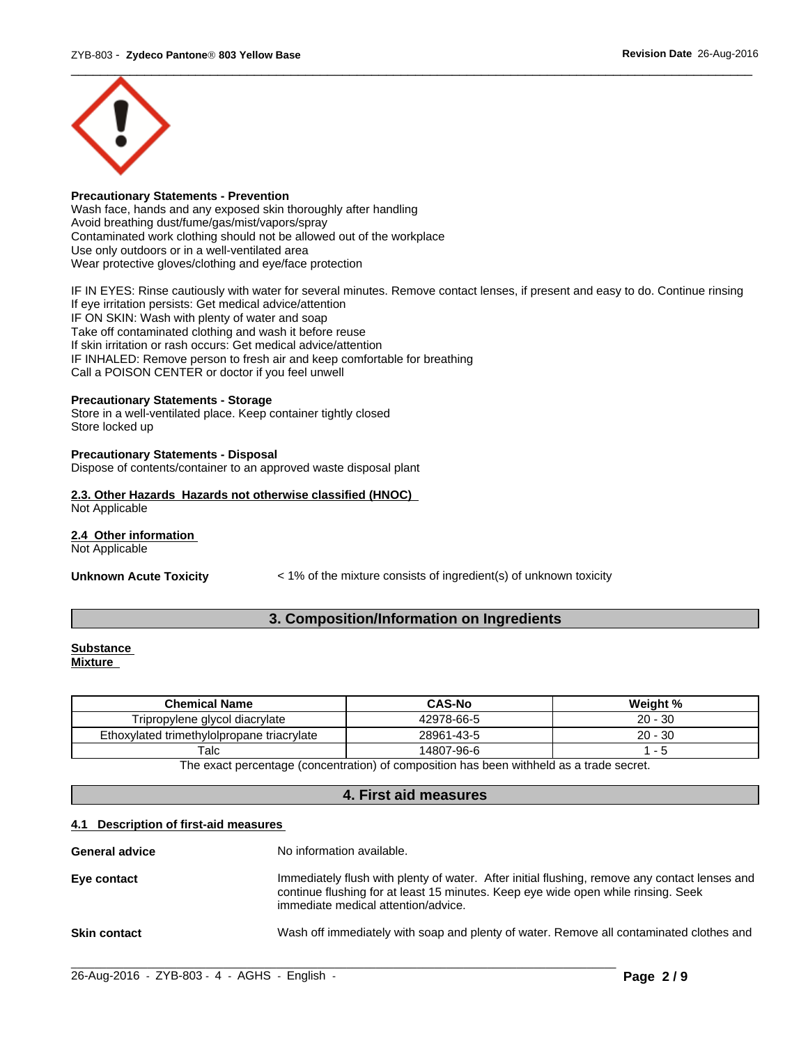**Precautionary Statements - Prevention**
Wash face, hands and any exposed skin thoroughly after handling
Avoid breathing dust/fume/gas/mist/vapors/spray
Contaminated work clothing should not be allowed out of the workplace
Use only outdoors or in a well-ventilated area
Wear protective gloves/clothing and eye/face protection

IF IN EYES: Rinse cautiously with water for several minutes. Remove contact lenses, if present and easy to do. Continue rinsing
If eye irritation persists: Get medical advice/attention
IF ON SKIN: Wash with plenty of water and soap
Take off contaminated clothing and wash it before reuse
If skin irritation or rash occurs: Get medical advice/attention
IF INHALED: Remove person to fresh air and keep comfortable for breathing
Call a POISON CENTER or doctor if you feel unwell

**Precautionary Statements - Storage**
Store in a well-ventilated place. Keep container tightly closed
Store locked up

**Precautionary Statements - Disposal**
Dispose of contents/container to an approved waste disposal plant

**2.3. Other Hazards Hazards not otherwise classified (HNOC)**
Not Applicable

**2.4 Other information**
Not Applicable

**Unknown Acute Toxicity** < 1% of the mixture consists of ingredient(s) of unknown toxicity

## 3. Composition/Information on Ingredients

**Substance**
**Mixture**

| Chemical Name | CAS-No | Weight % |
|---|---|---|
| Tripropylene glycol diacrylate | 42978-66-5 | 20 - 30 |
| Ethoxylated trimethylolpropane triacrylate | 28961-43-5 | 20 - 30 |
| Talc | 14807-96-6 | 1 - 5 |

The exact percentage (concentration) of composition has been withheld as a trade secret.

## 4. First aid measures

**4.1 Description of first-aid measures**

**General advice** No information available.

**Eye contact** Immediately flush with plenty of water. After initial flushing, remove any contact lenses and continue flushing for at least 15 minutes. Keep eye wide open while rinsing. Seek immediate medical attention/advice.

**Skin contact** Wash off immediately with soap and plenty of water. Remove all contaminated clothes and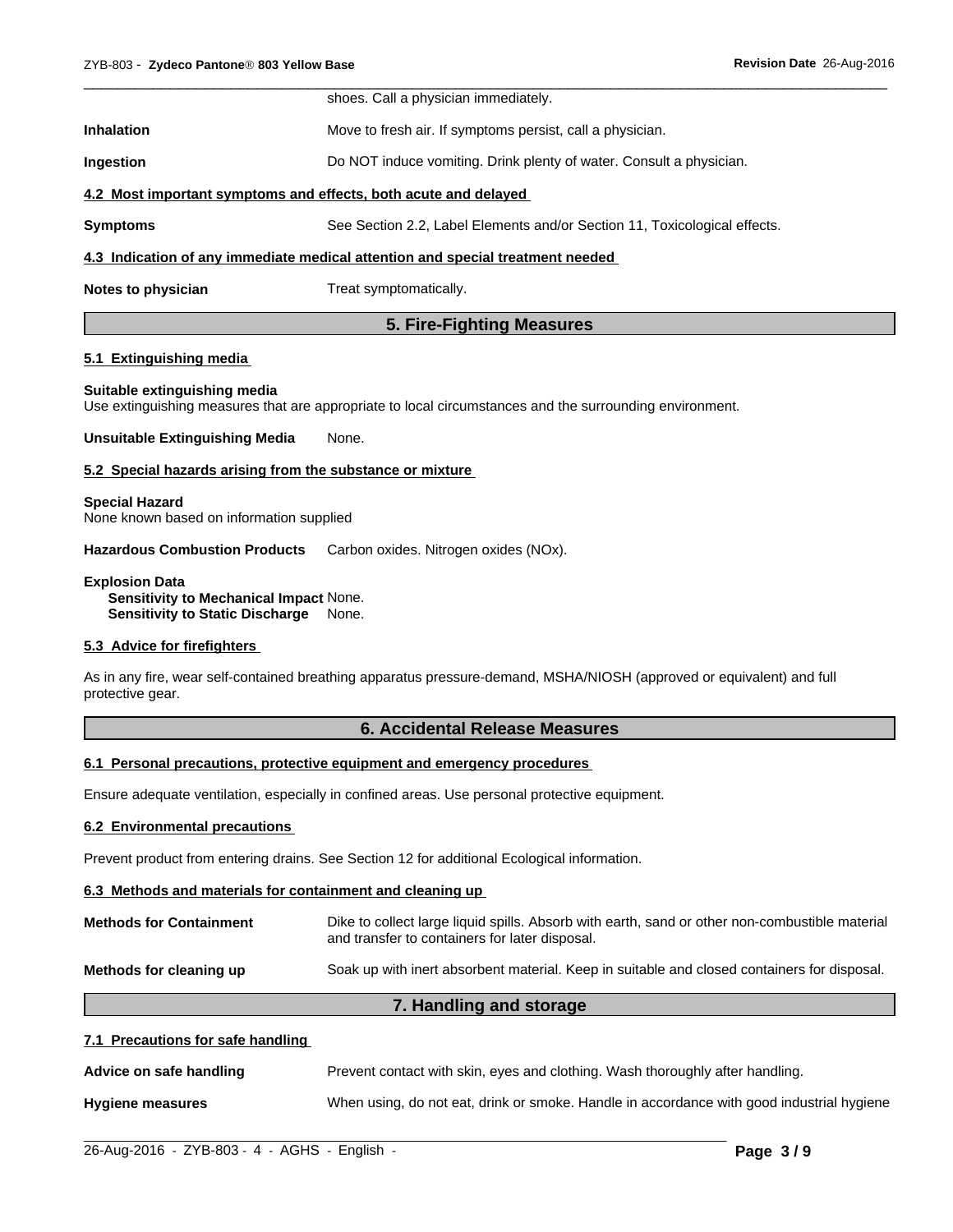shoes. Call a physician immediately.

**Inhalation** Move to fresh air. If symptoms persist, call a physician.

**Ingestion** Do NOT induce vomiting. Drink plenty of water. Consult a physician.

**4.2 Most important symptoms and effects, both acute and delayed**

**Symptoms** See Section 2.2, Label Elements and/or Section 11, Toxicological effects.

**4.3 Indication of any immediate medical attention and special treatment needed**

**Notes to physician** Treat symptomatically.

## 5. Fire-Fighting Measures

**5.1 Extinguishing media**

**Suitable extinguishing media**
Use extinguishing measures that are appropriate to local circumstances and the surrounding environment.

**Unsuitable Extinguishing Media** None.

**5.2 Special hazards arising from the substance or mixture**

**Special Hazard**
None known based on information supplied

**Hazardous Combustion Products** Carbon oxides. Nitrogen oxides (NOx).

**Explosion Data**
**Sensitivity to Mechanical Impact** None.
**Sensitivity to Static Discharge** None.

**5.3 Advice for firefighters**

As in any fire, wear self-contained breathing apparatus pressure-demand, MSHA/NIOSH (approved or equivalent) and full protective gear.

## 6. Accidental Release Measures

**6.1 Personal precautions, protective equipment and emergency procedures**

Ensure adequate ventilation, especially in confined areas. Use personal protective equipment.

**6.2 Environmental precautions**

Prevent product from entering drains. See Section 12 for additional Ecological information.

**6.3 Methods and materials for containment and cleaning up**

**Methods for Containment** Dike to collect large liquid spills. Absorb with earth, sand or other non-combustible material and transfer to containers for later disposal.

**Methods for cleaning up** Soak up with inert absorbent material. Keep in suitable and closed containers for disposal.

## 7. Handling and storage

**7.1 Precautions for safe handling**

**Advice on safe handling** Prevent contact with skin, eyes and clothing. Wash thoroughly after handling.

**Hygiene measures** When using, do not eat, drink or smoke. Handle in accordance with good industrial hygiene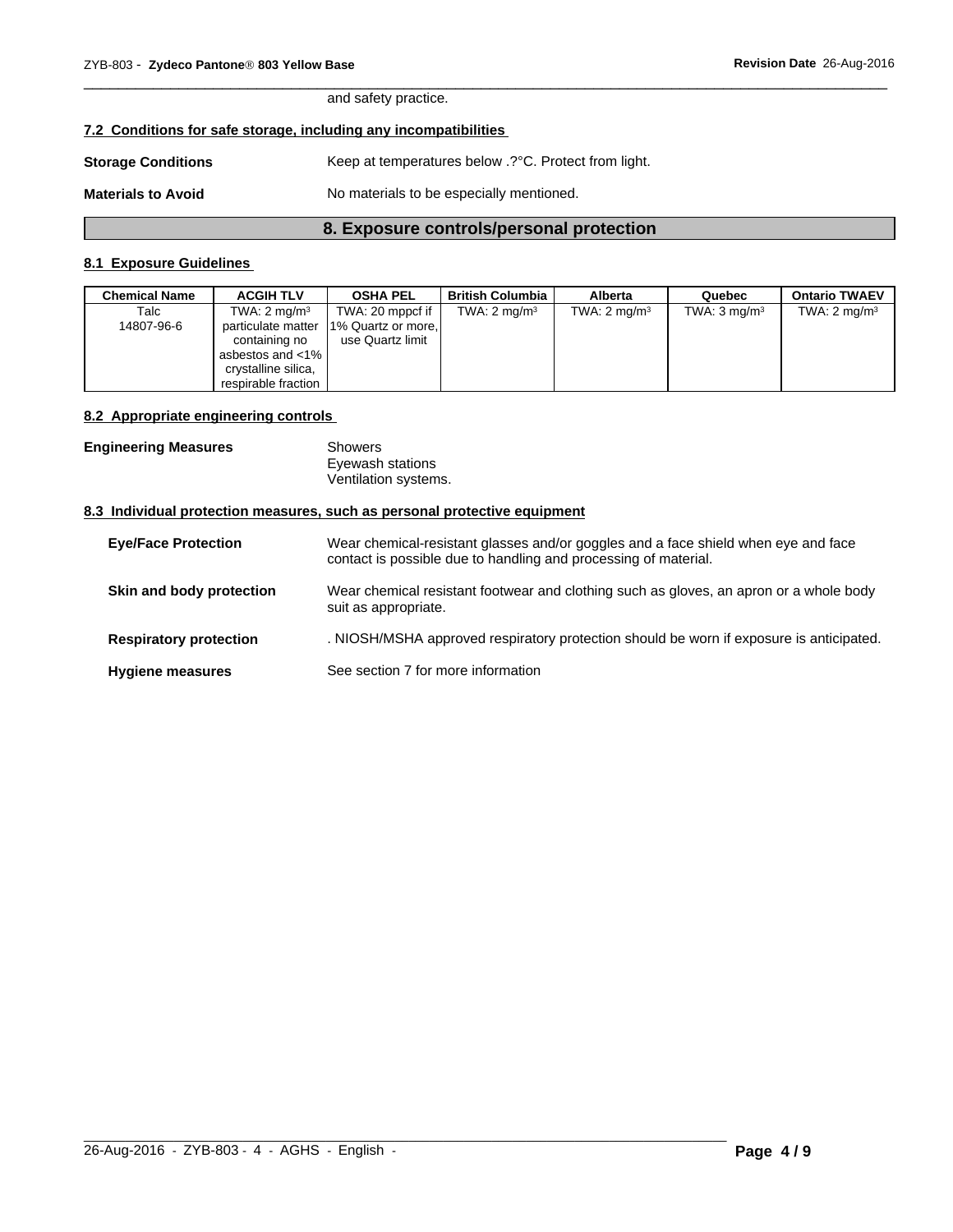and safety practice.

### 7.2 Conditions for safe storage, including any incompatibilities

**Storage Conditions** Keep at temperatures below .?°C. Protect from light.

**Materials to Avoid** No materials to be especially mentioned.

## 8. Exposure controls/personal protection

### 8.1 Exposure Guidelines

| Chemical Name | ACGIH TLV | OSHA PEL | British Columbia | Alberta | Quebec | Ontario TWAEV |
|---|---|---|---|---|---|---|
| Talc<br>14807-96-6 | TWA: 2 mg/m³ particulate matter containing no asbestos and <1% crystalline silica, respirable fraction | TWA: 20 mppcf if 1% Quartz or more, use Quartz limit | TWA: 2 mg/m³ | TWA: 2 mg/m³ | TWA: 3 mg/m³ | TWA: 2 mg/m³ |

### 8.2 Appropriate engineering controls

**Engineering Measures** Showers
Eyewash stations
Ventilation systems.

### 8.3 Individual protection measures, such as personal protective equipment

**Eye/Face Protection** Wear chemical-resistant glasses and/or goggles and a face shield when eye and face contact is possible due to handling and processing of material.

**Skin and body protection** Wear chemical resistant footwear and clothing such as gloves, an apron or a whole body suit as appropriate.

**Respiratory protection** . NIOSH/MSHA approved respiratory protection should be worn if exposure is anticipated.

**Hygiene measures** See section 7 for more information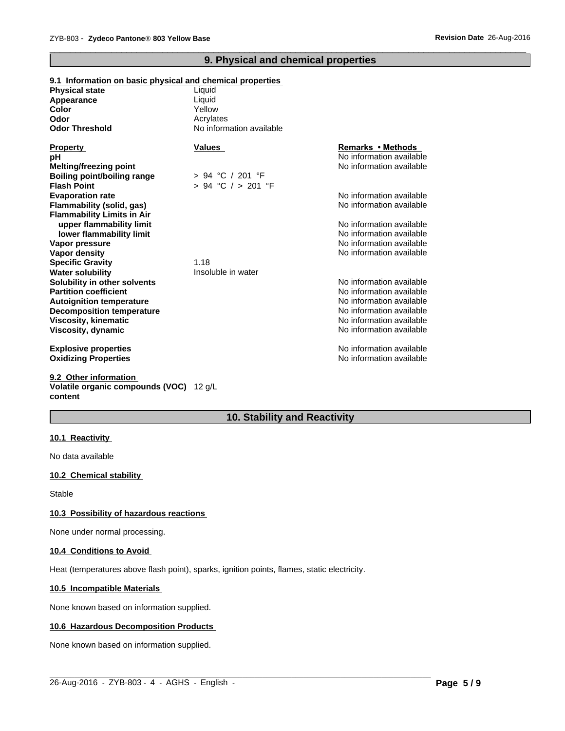## 9. Physical and chemical properties

### 9.1 Information on basic physical and chemical properties

| | |
|---|---|
| **Physical state** | Liquid |
| **Appearance** | Liquid |
| **Color** | Yellow |
| **Odor** | Acrylates |
| **Odor Threshold** | No information available |

| **Property** | **Values** | **Remarks • Methods** |
|---|---|---|
| **pH** | | No information available |
| **Melting/freezing point** | | No information available |
| **Boiling point/boiling range** | > 94 °C / 201 °F | |
| **Flash Point** | > 94 °C / > 201 °F | |
| **Evaporation rate** | | No information available |
| **Flammability (solid, gas)** | | No information available |
| **Flammability Limits in Air** | | |
| **upper flammability limit** | | No information available |
| **lower flammability limit** | | No information available |
| **Vapor pressure** | | No information available |
| **Vapor density** | | No information available |
| **Specific Gravity** | 1.18 | |
| **Water solubility** | Insoluble in water | |
| **Solubility in other solvents** | | No information available |
| **Partition coefficient** | | No information available |
| **Autoignition temperature** | | No information available |
| **Decomposition temperature** | | No information available |
| **Viscosity, kinematic** | | No information available |
| **Viscosity, dynamic** | | No information available |
| **Explosive properties** | | No information available |
| **Oxidizing Properties** | | No information available |

### 9.2 Other information

**Volatile organic compounds (VOC) content** 12 g/L

## 10. Stability and Reactivity

### 10.1 Reactivity

No data available

### 10.2 Chemical stability

Stable

### 10.3 Possibility of hazardous reactions

None under normal processing.

### 10.4 Conditions to Avoid

Heat (temperatures above flash point), sparks, ignition points, flames, static electricity.

### 10.5 Incompatible Materials

None known based on information supplied.

### 10.6 Hazardous Decomposition Products

None known based on information supplied.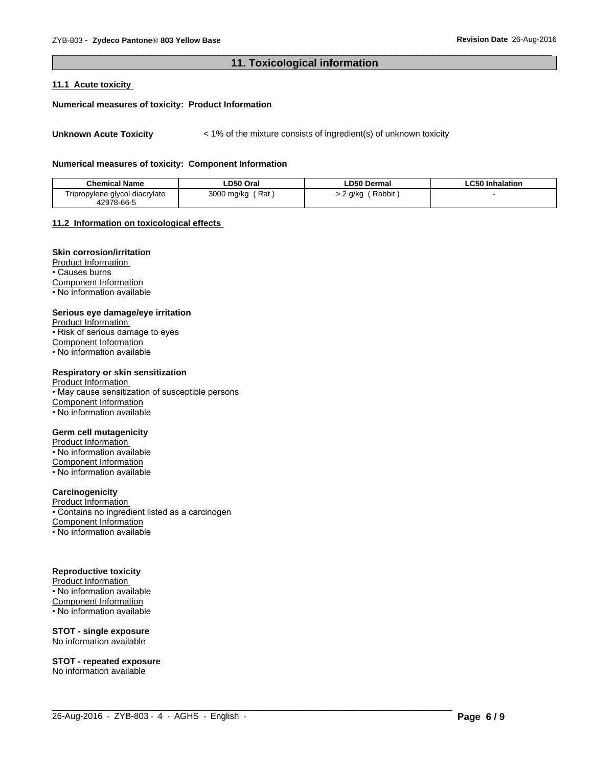## 11. Toxicological information

### 11.1 Acute toxicity

**Numerical measures of toxicity: Product Information**

**Unknown Acute Toxicity** < 1% of the mixture consists of ingredient(s) of unknown toxicity

**Numerical measures of toxicity: Component Information**

| Chemical Name | LD50 Oral | LD50 Dermal | LC50 Inhalation |
|---|---|---|---|
| Tripropylene glycol diacrylate 42978-66-5 | 3000 mg/kg ( Rat ) | > 2 g/kg ( Rabbit ) | - |

### 11.2 Information on toxicological effects

**Skin corrosion/irritation**

Product Information
- Causes burns

Component Information
- No information available

**Serious eye damage/eye irritation**

Product Information
- Risk of serious damage to eyes

Component Information
- No information available

**Respiratory or skin sensitization**

Product Information
- May cause sensitization of susceptible persons

Component Information
- No information available

**Germ cell mutagenicity**

Product Information
- No information available

Component Information
- No information available

**Carcinogenicity**

Product Information
- Contains no ingredient listed as a carcinogen

Component Information
- No information available

**Reproductive toxicity**

Product Information
- No information available

Component Information
- No information available

**STOT - single exposure**

No information available

**STOT - repeated exposure**

No information available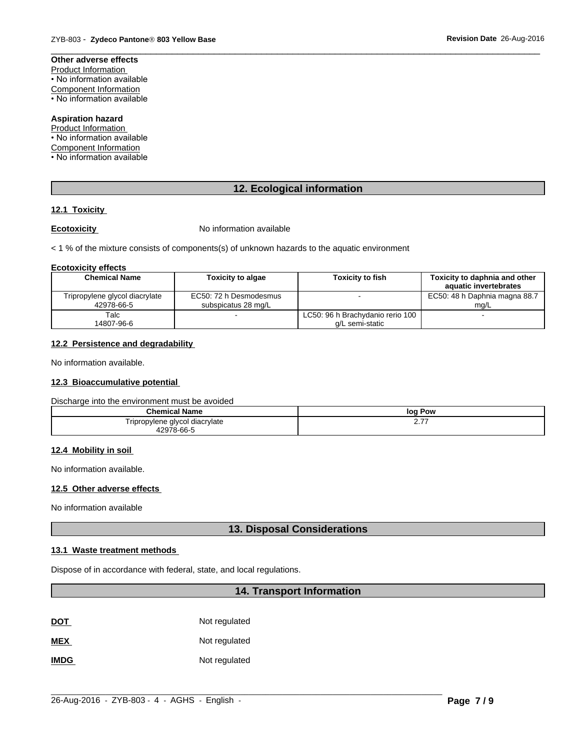**Other adverse effects**

Product Information

- No information available

Component Information

- No information available

**Aspiration hazard**

Product Information

- No information available

Component Information

- No information available

## 12. Ecological information

### 12.1 Toxicity

**Ecotoxicity** No information available

< 1 % of the mixture consists of components(s) of unknown hazards to the aquatic environment

**Ecotoxicity effects**

| Chemical Name | Toxicity to algae | Toxicity to fish | Toxicity to daphnia and other aquatic invertebrates |
|---|---|---|---|
| Tripropylene glycol diacrylate<br>42978-66-5 | EC50: 72 h Desmodesmus subspicatus 28 mg/L | - | EC50: 48 h Daphnia magna 88.7 mg/L |
| Talc<br>14807-96-6 | - | LC50: 96 h Brachydanio rerio 100 g/L semi-static | - |

### 12.2 Persistence and degradability

No information available.

### 12.3 Bioaccumulative potential

Discharge into the environment must be avoided

| Chemical Name | log Pow |
|---|---|
| Tripropylene glycol diacrylate<br>42978-66-5 | 2.77 |

### 12.4 Mobility in soil

No information available.

### 12.5 Other adverse effects

No information available

## 13. Disposal Considerations

### 13.1 Waste treatment methods

Dispose of in accordance with federal, state, and local regulations.

## 14. Transport Information

**DOT** Not regulated

**MEX** Not regulated

**IMDG** Not regulated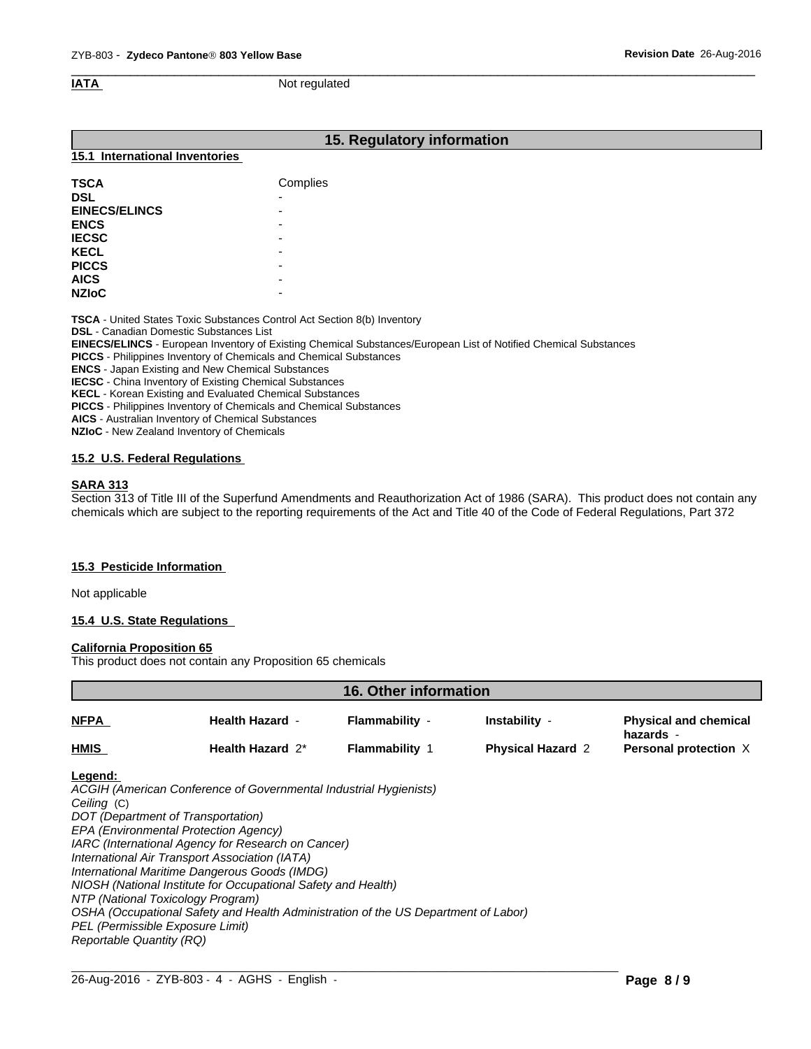**IATA** Not regulated

## 15. Regulatory information

### 15.1 International Inventories

| | |
|---|---|
| **TSCA** | Complies |
| **DSL** | - |
| **EINECS/ELINCS** | - |
| **ENCS** | - |
| **IECSC** | - |
| **KECL** | - |
| **PICCS** | - |
| **AICS** | - |
| **NZIoC** | - |

**TSCA** - United States Toxic Substances Control Act Section 8(b) Inventory
**DSL** - Canadian Domestic Substances List
**EINECS/ELINCS** - European Inventory of Existing Chemical Substances/European List of Notified Chemical Substances
**PICCS** - Philippines Inventory of Chemicals and Chemical Substances
**ENCS** - Japan Existing and New Chemical Substances
**IECSC** - China Inventory of Existing Chemical Substances
**KECL** - Korean Existing and Evaluated Chemical Substances
**PICCS** - Philippines Inventory of Chemicals and Chemical Substances
**AICS** - Australian Inventory of Chemical Substances
**NZIoC** - New Zealand Inventory of Chemicals

### 15.2 U.S. Federal Regulations

**SARA 313**
Section 313 of Title III of the Superfund Amendments and Reauthorization Act of 1986 (SARA). This product does not contain any chemicals which are subject to the reporting requirements of the Act and Title 40 of the Code of Federal Regulations, Part 372

### 15.3 Pesticide Information

Not applicable

### 15.4 U.S. State Regulations

**California Proposition 65**
This product does not contain any Proposition 65 chemicals

## 16. Other information

| | | | | |
|---|---|---|---|---|
| **NFPA** | **Health Hazard** - | **Flammability** - | **Instability** - | **Physical and chemical hazards** - |
| **HMIS** | **Health Hazard** 2* | **Flammability** 1 | **Physical Hazard** 2 | **Personal protection** X |

**Legend:**
*ACGIH (American Conference of Governmental Industrial Hygienists)*
*Ceiling* (C)
*DOT (Department of Transportation)*
*EPA (Environmental Protection Agency)*
*IARC (International Agency for Research on Cancer)*
*International Air Transport Association (IATA)*
*International Maritime Dangerous Goods (IMDG)*
*NIOSH (National Institute for Occupational Safety and Health)*
*NTP (National Toxicology Program)*
*OSHA (Occupational Safety and Health Administration of the US Department of Labor)*
*PEL (Permissible Exposure Limit)*
*Reportable Quantity (RQ)*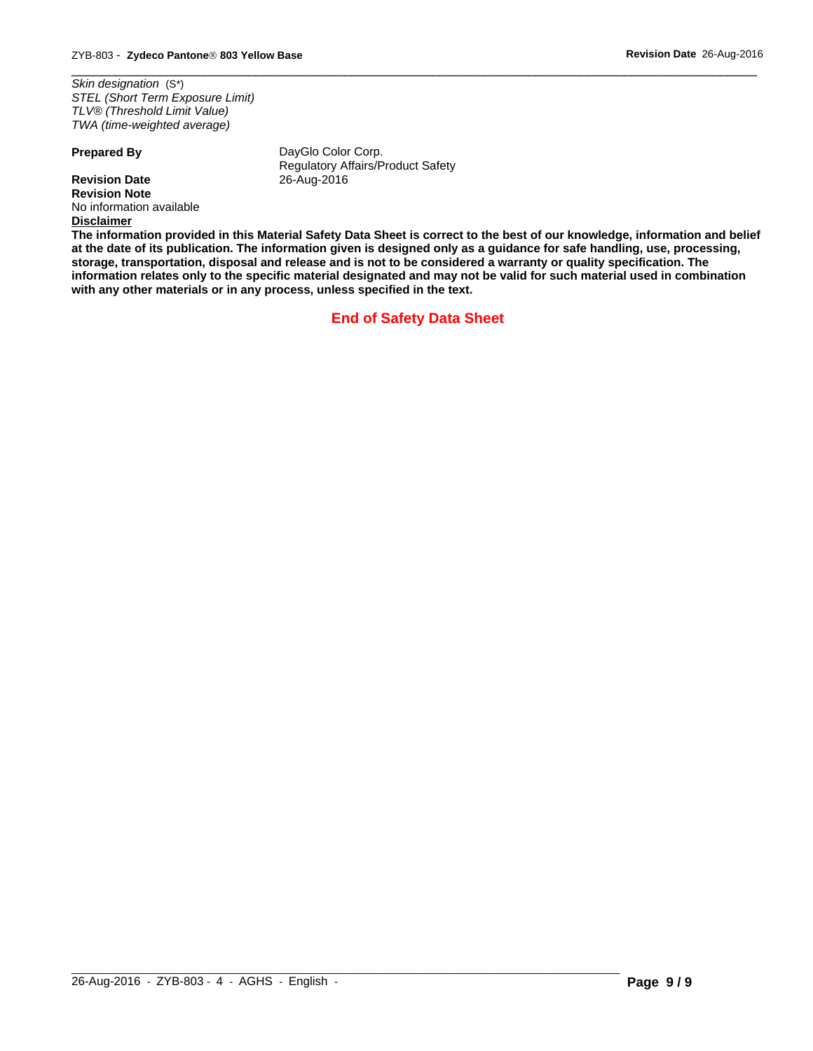*Skin designation* (S*)
*STEL (Short Term Exposure Limit)*
*TLV® (Threshold Limit Value)*
*TWA (time-weighted average)*

**Prepared By** DayGlo Color Corp.
Regulatory Affairs/Product Safety

**Revision Date** 26-Aug-2016

**Revision Note**

No information available

**Disclaimer**

**The information provided in this Material Safety Data Sheet is correct to the best of our knowledge, information and belief at the date of its publication. The information given is designed only as a guidance for safe handling, use, processing, storage, transportation, disposal and release and is not to be considered a warranty or quality specification. The information relates only to the specific material designated and may not be valid for such material used in combination with any other materials or in any process, unless specified in the text.**

**End of Safety Data Sheet**